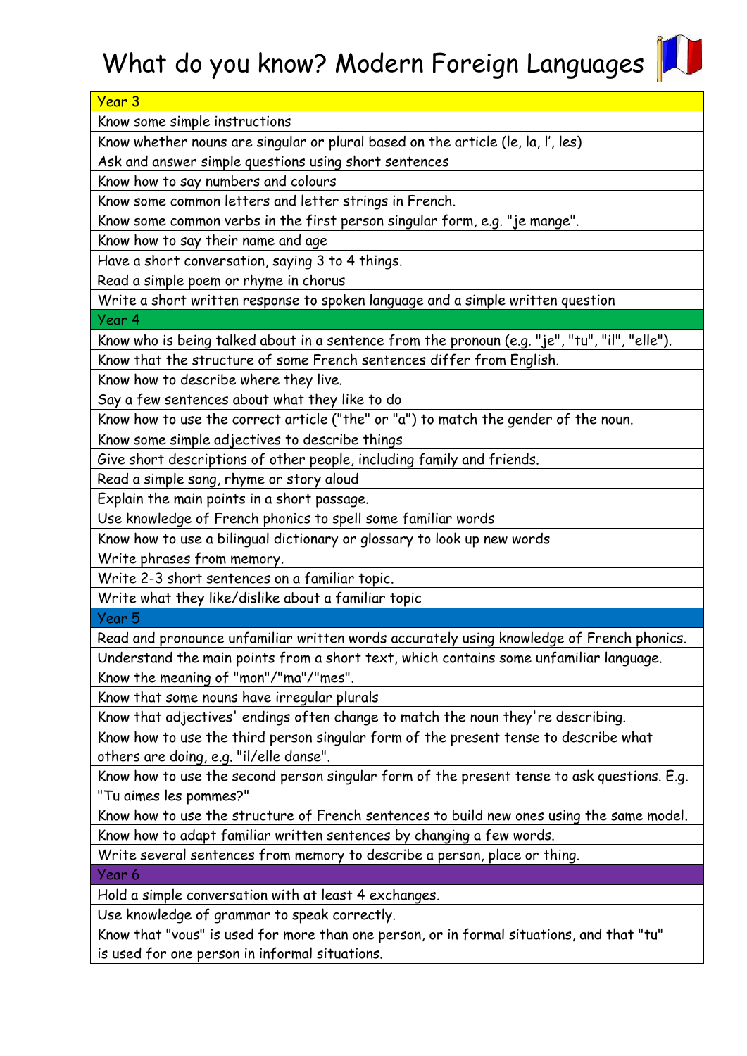# What do you know? Modern Foreign Languages

| |
|---|
| **Year 3** |
| Know some simple instructions |
| Know whether nouns are singular or plural based on the article (le, la, l', les) |
| Ask and answer simple questions using short sentences |
| Know how to say numbers and colours |
| Know some common letters and letter strings in French. |
| Know some common verbs in the first person singular form, e.g. "je mange". |
| Know how to say their name and age |
| Have a short conversation, saying 3 to 4 things. |
| Read a simple poem or rhyme in chorus |
| Write a short written response to spoken language and a simple written question |
| **Year 4** |
| Know who is being talked about in a sentence from the pronoun (e.g. "je", "tu", "il", "elle"). |
| Know that the structure of some French sentences differ from English. |
| Know how to describe where they live. |
| Say a few sentences about what they like to do |
| Know how to use the correct article ("the" or "a") to match the gender of the noun. |
| Know some simple adjectives to describe things |
| Give short descriptions of other people, including family and friends. |
| Read a simple song, rhyme or story aloud |
| Explain the main points in a short passage. |
| Use knowledge of French phonics to spell some familiar words |
| Know how to use a bilingual dictionary or glossary to look up new words |
| Write phrases from memory. |
| Write 2-3 short sentences on a familiar topic. |
| Write what they like/dislike about a familiar topic |
| **Year 5** |
| Read and pronounce unfamiliar written words accurately using knowledge of French phonics. |
| Understand the main points from a short text, which contains some unfamiliar language. |
| Know the meaning of "mon"/"ma"/"mes". |
| Know that some nouns have irregular plurals |
| Know that adjectives' endings often change to match the noun they're describing. |
| Know how to use the third person singular form of the present tense to describe what others are doing, e.g. "il/elle danse". |
| Know how to use the second person singular form of the present tense to ask questions. E.g. "Tu aimes les pommes?" |
| Know how to use the structure of French sentences to build new ones using the same model. |
| Know how to adapt familiar written sentences by changing a few words. |
| Write several sentences from memory to describe a person, place or thing. |
| **Year 6** |
| Hold a simple conversation with at least 4 exchanges. |
| Use knowledge of grammar to speak correctly. |
| Know that "vous" is used for more than one person, or in formal situations, and that "tu" is used for one person in informal situations. |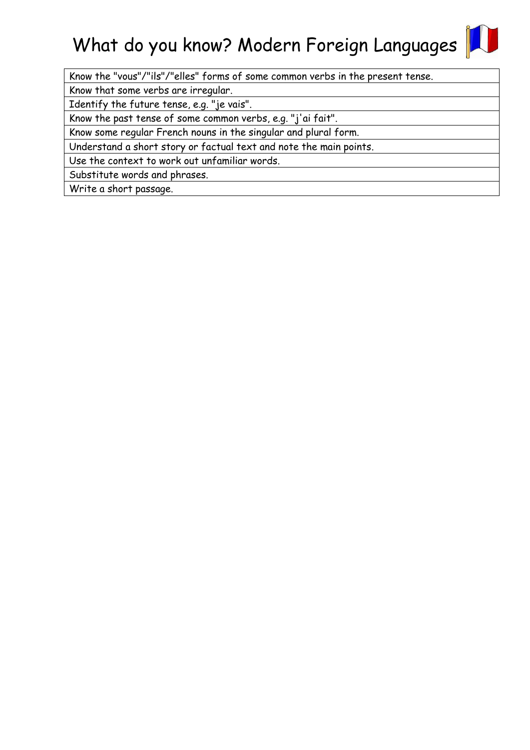# What do you know? Modern Foreign Languages

| |
|---|
| Know the "vous"/"ils"/"elles" forms of some common verbs in the present tense. |
| Know that some verbs are irregular. |
| Identify the future tense, e.g. "je vais". |
| Know the past tense of some common verbs, e.g. "j'ai fait". |
| Know some regular French nouns in the singular and plural form. |
| Understand a short story or factual text and note the main points. |
| Use the context to work out unfamiliar words. |
| Substitute words and phrases. |
| Write a short passage. |